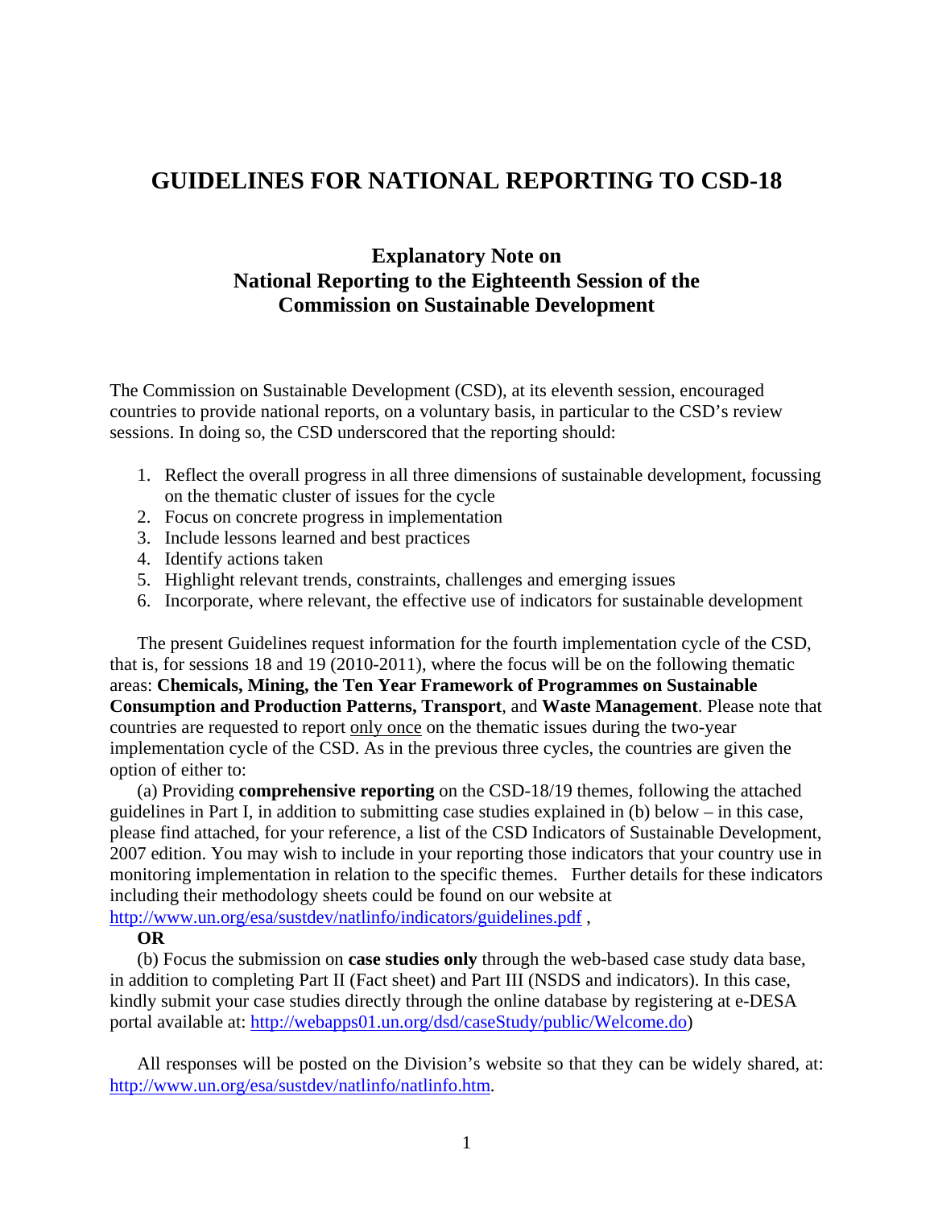# GUIDELINES FOR NATIONAL REPORTING TO CSD-18

## Explanatory Note on
## National Reporting to the Eighteenth Session of the
## Commission on Sustainable Development

The Commission on Sustainable Development (CSD), at its eleventh session, encouraged countries to provide national reports, on a voluntary basis, in particular to the CSD's review sessions. In doing so, the CSD underscored that the reporting should:

1. Reflect the overall progress in all three dimensions of sustainable development, focussing on the thematic cluster of issues for the cycle
2. Focus on concrete progress in implementation
3. Include lessons learned and best practices
4. Identify actions taken
5. Highlight relevant trends, constraints, challenges and emerging issues
6. Incorporate, where relevant, the effective use of indicators for sustainable development

The present Guidelines request information for the fourth implementation cycle of the CSD, that is, for sessions 18 and 19 (2010-2011), where the focus will be on the following thematic areas: **Chemicals, Mining, the Ten Year Framework of Programmes on Sustainable Consumption and Production Patterns, Transport**, and **Waste Management**. Please note that countries are requested to report <u>only once</u> on the thematic issues during the two-year implementation cycle of the CSD. As in the previous three cycles, the countries are given the option of either to:

(a) Providing **comprehensive reporting** on the CSD-18/19 themes, following the attached guidelines in Part I, in addition to submitting case studies explained in (b) below – in this case, please find attached, for your reference, a list of the CSD Indicators of Sustainable Development, 2007 edition. You may wish to include in your reporting those indicators that your country use in monitoring implementation in relation to the specific themes. Further details for these indicators including their methodology sheets could be found on our website at http://www.un.org/esa/sustdev/natlinfo/indicators/guidelines.pdf ,

**OR**

(b) Focus the submission on **case studies only** through the web-based case study data base, in addition to completing Part II (Fact sheet) and Part III (NSDS and indicators). In this case, kindly submit your case studies directly through the online database by registering at e-DESA portal available at: http://webapps01.un.org/dsd/caseStudy/public/Welcome.do)

All responses will be posted on the Division's website so that they can be widely shared, at: http://www.un.org/esa/sustdev/natlinfo/natlinfo.htm.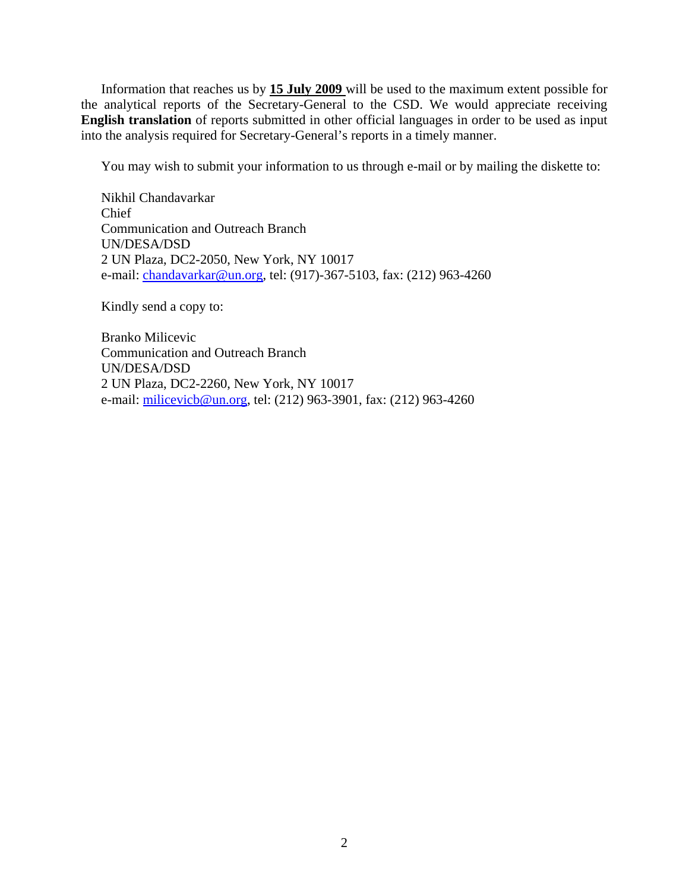Information that reaches us by **15 July 2009** will be used to the maximum extent possible for the analytical reports of the Secretary-General to the CSD. We would appreciate receiving **English translation** of reports submitted in other official languages in order to be used as input into the analysis required for Secretary-General's reports in a timely manner.

You may wish to submit your information to us through e-mail or by mailing the diskette to:

Nikhil Chandavarkar  
Chief  
Communication and Outreach Branch  
UN/DESA/DSD  
2 UN Plaza, DC2-2050, New York, NY 10017  
e-mail: chandavarkar@un.org, tel: (917)-367-5103, fax: (212) 963-4260

Kindly send a copy to:

Branko Milicevic  
Communication and Outreach Branch  
UN/DESA/DSD  
2 UN Plaza, DC2-2260, New York, NY 10017  
e-mail: milicevicb@un.org, tel: (212) 963-3901, fax: (212) 963-4260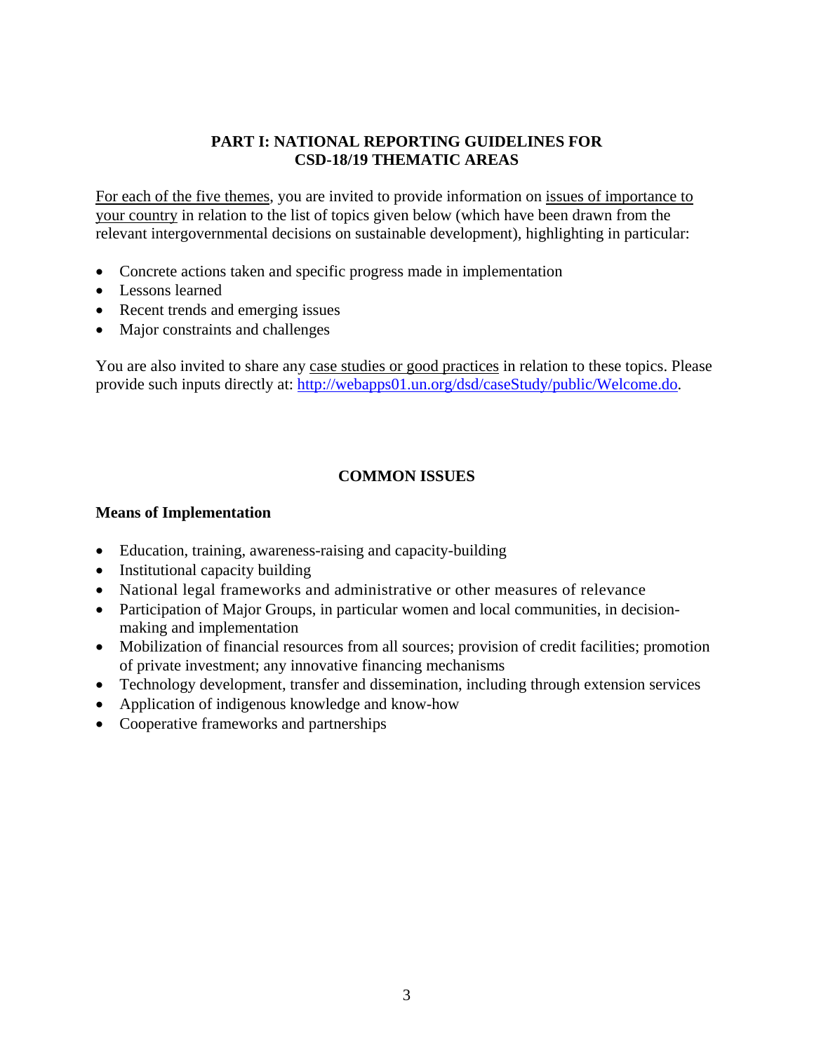# PART I: NATIONAL REPORTING GUIDELINES FOR CSD-18/19 THEMATIC AREAS

For each of the five themes, you are invited to provide information on issues of importance to your country in relation to the list of topics given below (which have been drawn from the relevant intergovernmental decisions on sustainable development), highlighting in particular:

- Concrete actions taken and specific progress made in implementation
- Lessons learned
- Recent trends and emerging issues
- Major constraints and challenges

You are also invited to share any case studies or good practices in relation to these topics. Please provide such inputs directly at: http://webapps01.un.org/dsd/caseStudy/public/Welcome.do.

## COMMON ISSUES

### Means of Implementation

- Education, training, awareness-raising and capacity-building
- Institutional capacity building
- National legal frameworks and administrative or other measures of relevance
- Participation of Major Groups, in particular women and local communities, in decision-making and implementation
- Mobilization of financial resources from all sources; provision of credit facilities; promotion of private investment; any innovative financing mechanisms
- Technology development, transfer and dissemination, including through extension services
- Application of indigenous knowledge and know-how
- Cooperative frameworks and partnerships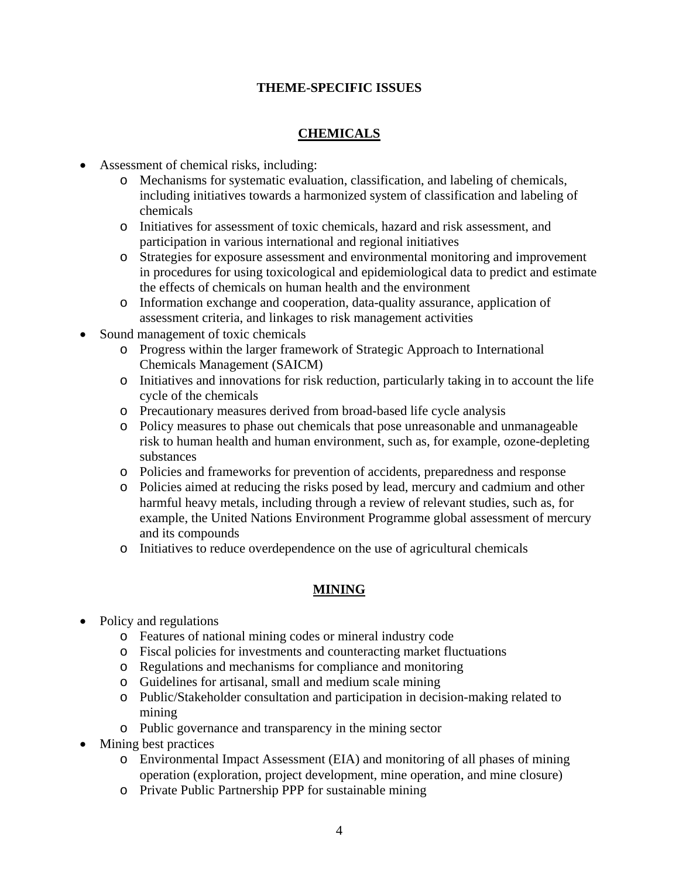## THEME-SPECIFIC ISSUES

### CHEMICALS

- Assessment of chemical risks, including:
  - Mechanisms for systematic evaluation, classification, and labeling of chemicals, including initiatives towards a harmonized system of classification and labeling of chemicals
  - Initiatives for assessment of toxic chemicals, hazard and risk assessment, and participation in various international and regional initiatives
  - Strategies for exposure assessment and environmental monitoring and improvement in procedures for using toxicological and epidemiological data to predict and estimate the effects of chemicals on human health and the environment
  - Information exchange and cooperation, data-quality assurance, application of assessment criteria, and linkages to risk management activities
- Sound management of toxic chemicals
  - Progress within the larger framework of Strategic Approach to International Chemicals Management (SAICM)
  - Initiatives and innovations for risk reduction, particularly taking in to account the life cycle of the chemicals
  - Precautionary measures derived from broad-based life cycle analysis
  - Policy measures to phase out chemicals that pose unreasonable and unmanageable risk to human health and human environment, such as, for example, ozone-depleting substances
  - Policies and frameworks for prevention of accidents, preparedness and response
  - Policies aimed at reducing the risks posed by lead, mercury and cadmium and other harmful heavy metals, including through a review of relevant studies, such as, for example, the United Nations Environment Programme global assessment of mercury and its compounds
  - Initiatives to reduce overdependence on the use of agricultural chemicals

### MINING

- Policy and regulations
  - Features of national mining codes or mineral industry code
  - Fiscal policies for investments and counteracting market fluctuations
  - Regulations and mechanisms for compliance and monitoring
  - Guidelines for artisanal, small and medium scale mining
  - Public/Stakeholder consultation and participation in decision-making related to mining
  - Public governance and transparency in the mining sector
- Mining best practices
  - Environmental Impact Assessment (EIA) and monitoring of all phases of mining operation (exploration, project development, mine operation, and mine closure)
  - Private Public Partnership PPP for sustainable mining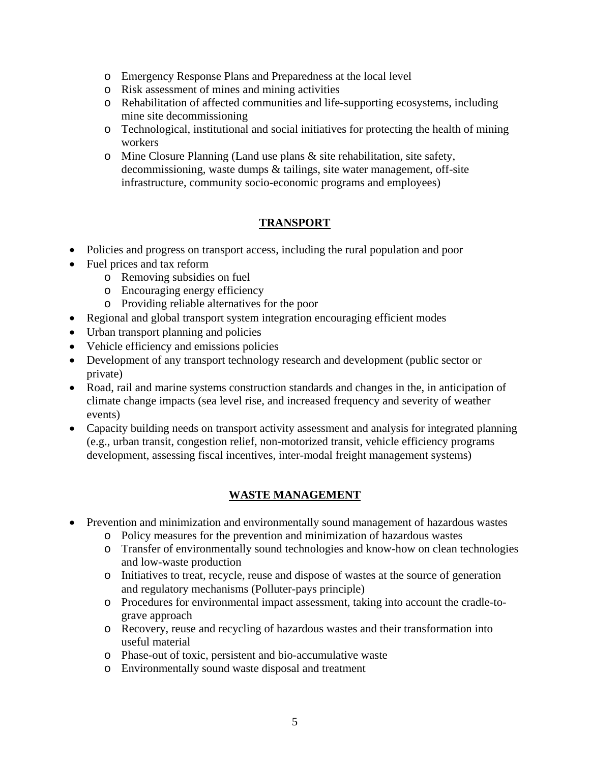- Emergency Response Plans and Preparedness at the local level
    - Risk assessment of mines and mining activities
    - Rehabilitation of affected communities and life-supporting ecosystems, including mine site decommissioning
    - Technological, institutional and social initiatives for protecting the health of mining workers
    - Mine Closure Planning (Land use plans & site rehabilitation, site safety, decommissioning, waste dumps & tailings, site water management, off-site infrastructure, community socio-economic programs and employees)

## TRANSPORT

- Policies and progress on transport access, including the rural population and poor
- Fuel prices and tax reform
    - Removing subsidies on fuel
    - Encouraging energy efficiency
    - Providing reliable alternatives for the poor
- Regional and global transport system integration encouraging efficient modes
- Urban transport planning and policies
- Vehicle efficiency and emissions policies
- Development of any transport technology research and development (public sector or private)
- Road, rail and marine systems construction standards and changes in the, in anticipation of climate change impacts (sea level rise, and increased frequency and severity of weather events)
- Capacity building needs on transport activity assessment and analysis for integrated planning (e.g., urban transit, congestion relief, non-motorized transit, vehicle efficiency programs development, assessing fiscal incentives, inter-modal freight management systems)

## WASTE MANAGEMENT

- Prevention and minimization and environmentally sound management of hazardous wastes
    - Policy measures for the prevention and minimization of hazardous wastes
    - Transfer of environmentally sound technologies and know-how on clean technologies and low-waste production
    - Initiatives to treat, recycle, reuse and dispose of wastes at the source of generation and regulatory mechanisms (Polluter-pays principle)
    - Procedures for environmental impact assessment, taking into account the cradle-to-grave approach
    - Recovery, reuse and recycling of hazardous wastes and their transformation into useful material
    - Phase-out of toxic, persistent and bio-accumulative waste
    - Environmentally sound waste disposal and treatment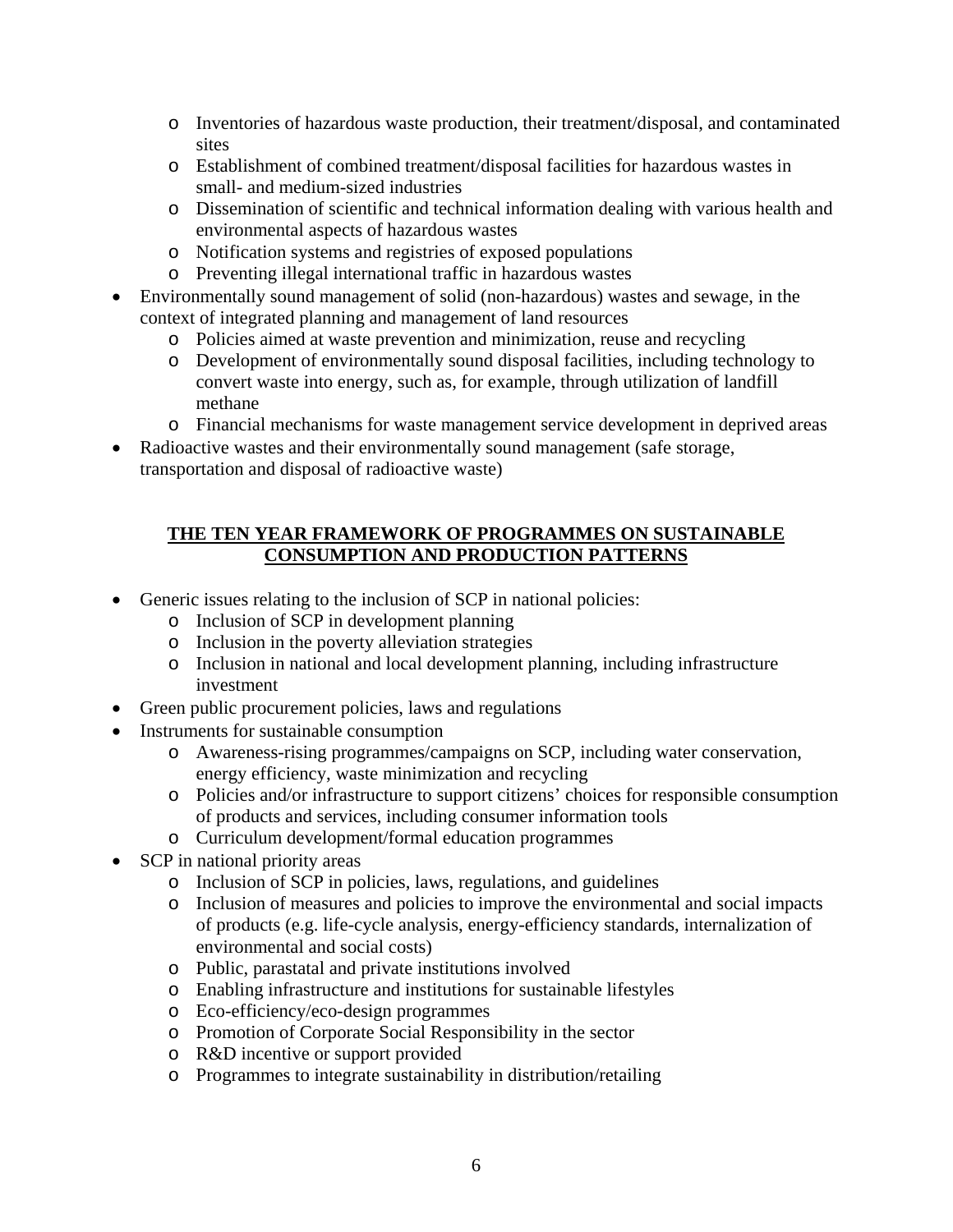- Inventories of hazardous waste production, their treatment/disposal, and contaminated sites
  - Establishment of combined treatment/disposal facilities for hazardous wastes in small- and medium-sized industries
  - Dissemination of scientific and technical information dealing with various health and environmental aspects of hazardous wastes
  - Notification systems and registries of exposed populations
  - Preventing illegal international traffic in hazardous wastes
- Environmentally sound management of solid (non-hazardous) wastes and sewage, in the context of integrated planning and management of land resources
  - Policies aimed at waste prevention and minimization, reuse and recycling
  - Development of environmentally sound disposal facilities, including technology to convert waste into energy, such as, for example, through utilization of landfill methane
  - Financial mechanisms for waste management service development in deprived areas
- Radioactive wastes and their environmentally sound management (safe storage, transportation and disposal of radioactive waste)

## **THE TEN YEAR FRAMEWORK OF PROGRAMMES ON SUSTAINABLE CONSUMPTION AND PRODUCTION PATTERNS**

- Generic issues relating to the inclusion of SCP in national policies:
  - Inclusion of SCP in development planning
  - Inclusion in the poverty alleviation strategies
  - Inclusion in national and local development planning, including infrastructure investment
- Green public procurement policies, laws and regulations
- Instruments for sustainable consumption
  - Awareness-rising programmes/campaigns on SCP, including water conservation, energy efficiency, waste minimization and recycling
  - Policies and/or infrastructure to support citizens' choices for responsible consumption of products and services, including consumer information tools
  - Curriculum development/formal education programmes
- SCP in national priority areas
  - Inclusion of SCP in policies, laws, regulations, and guidelines
  - Inclusion of measures and policies to improve the environmental and social impacts of products (e.g. life-cycle analysis, energy-efficiency standards, internalization of environmental and social costs)
  - Public, parastatal and private institutions involved
  - Enabling infrastructure and institutions for sustainable lifestyles
  - Eco-efficiency/eco-design programmes
  - Promotion of Corporate Social Responsibility in the sector
  - R&D incentive or support provided
  - Programmes to integrate sustainability in distribution/retailing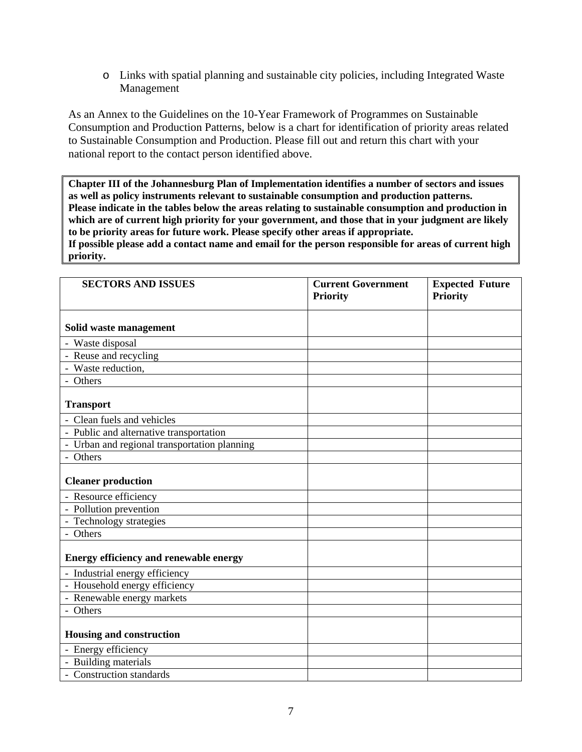- Links with spatial planning and sustainable city policies, including Integrated Waste Management

As an Annex to the Guidelines on the 10-Year Framework of Programmes on Sustainable Consumption and Production Patterns, below is a chart for identification of priority areas related to Sustainable Consumption and Production. Please fill out and return this chart with your national report to the contact person identified above.

**Chapter III of the Johannesburg Plan of Implementation identifies a number of sectors and issues as well as policy instruments relevant to sustainable consumption and production patterns. Please indicate in the tables below the areas relating to sustainable consumption and production in which are of current high priority for your government, and those that in your judgment are likely to be priority areas for future work. Please specify other areas if appropriate. If possible please add a contact name and email for the person responsible for areas of current high priority.**

| SECTORS AND ISSUES | Current Government Priority | Expected Future Priority |
|---|---|---|
| **Solid waste management** | | |
| - Waste disposal | | |
| - Reuse and recycling | | |
| - Waste reduction, | | |
| - Others | | |
| **Transport** | | |
| - Clean fuels and vehicles | | |
| - Public and alternative transportation | | |
| - Urban and regional transportation planning | | |
| - Others | | |
| **Cleaner production** | | |
| - Resource efficiency | | |
| - Pollution prevention | | |
| - Technology strategies | | |
| - Others | | |
| **Energy efficiency and renewable energy** | | |
| - Industrial energy efficiency | | |
| - Household energy efficiency | | |
| - Renewable energy markets | | |
| - Others | | |
| **Housing and construction** | | |
| - Energy efficiency | | |
| - Building materials | | |
| - Construction standards | | |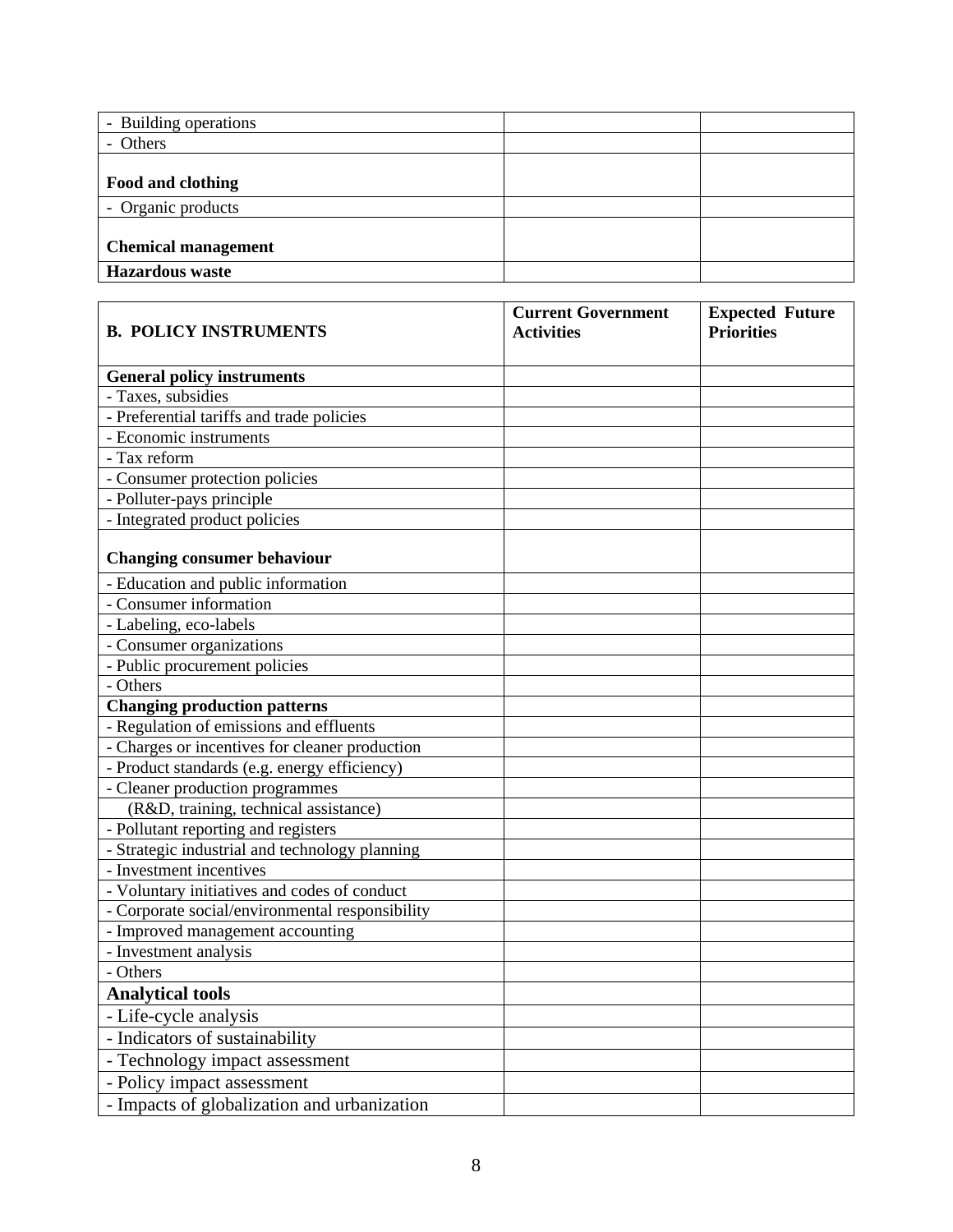| - Building operations | | |
|---|---|---|
| - Others | | |
| **Food and clothing** | | |
| - Organic products | | |
| **Chemical management** | | |
| **Hazardous waste** | | |

| **B. POLICY INSTRUMENTS** | **Current Government Activities** | **Expected Future Priorities** |
|---|---|---|
| **General policy instruments** | | |
| - Taxes, subsidies | | |
| - Preferential tariffs and trade policies | | |
| - Economic instruments | | |
| - Tax reform | | |
| - Consumer protection policies | | |
| - Polluter-pays principle | | |
| - Integrated product policies | | |
| **Changing consumer behaviour** | | |
| - Education and public information | | |
| - Consumer information | | |
| - Labeling, eco-labels | | |
| - Consumer organizations | | |
| - Public procurement policies | | |
| - Others | | |
| **Changing production patterns** | | |
| - Regulation of emissions and effluents | | |
| - Charges or incentives for cleaner production | | |
| - Product standards (e.g. energy efficiency) | | |
| - Cleaner production programmes | | |
| (R&D, training, technical assistance) | | |
| - Pollutant reporting and registers | | |
| - Strategic industrial and technology planning | | |
| - Investment incentives | | |
| - Voluntary initiatives and codes of conduct | | |
| - Corporate social/environmental responsibility | | |
| - Improved management accounting | | |
| - Investment analysis | | |
| - Others | | |
| **Analytical tools** | | |
| - Life-cycle analysis | | |
| - Indicators of sustainability | | |
| - Technology impact assessment | | |
| - Policy impact assessment | | |
| - Impacts of globalization and urbanization | | |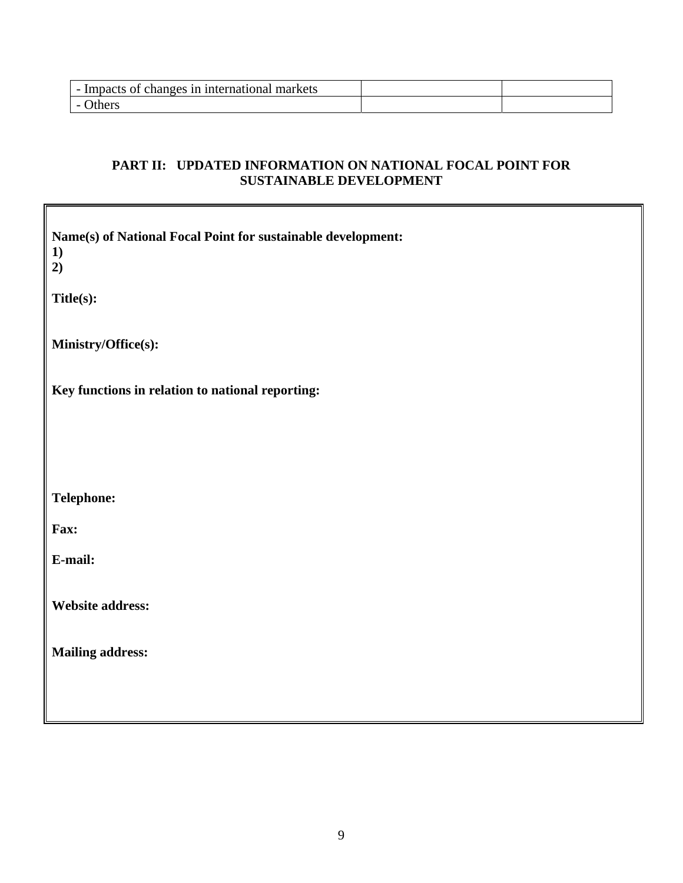| | | |
|---|---|---|
| - Impacts of changes in international markets | | |
| - Others | | |

## PART II: UPDATED INFORMATION ON NATIONAL FOCAL POINT FOR SUSTAINABLE DEVELOPMENT

**Name(s) of National Focal Point for sustainable development:**
**1)**
**2)**

**Title(s):**

**Ministry/Office(s):**

**Key functions in relation to national reporting:**

**Telephone:**

**Fax:**

**E-mail:**

**Website address:**

**Mailing address:**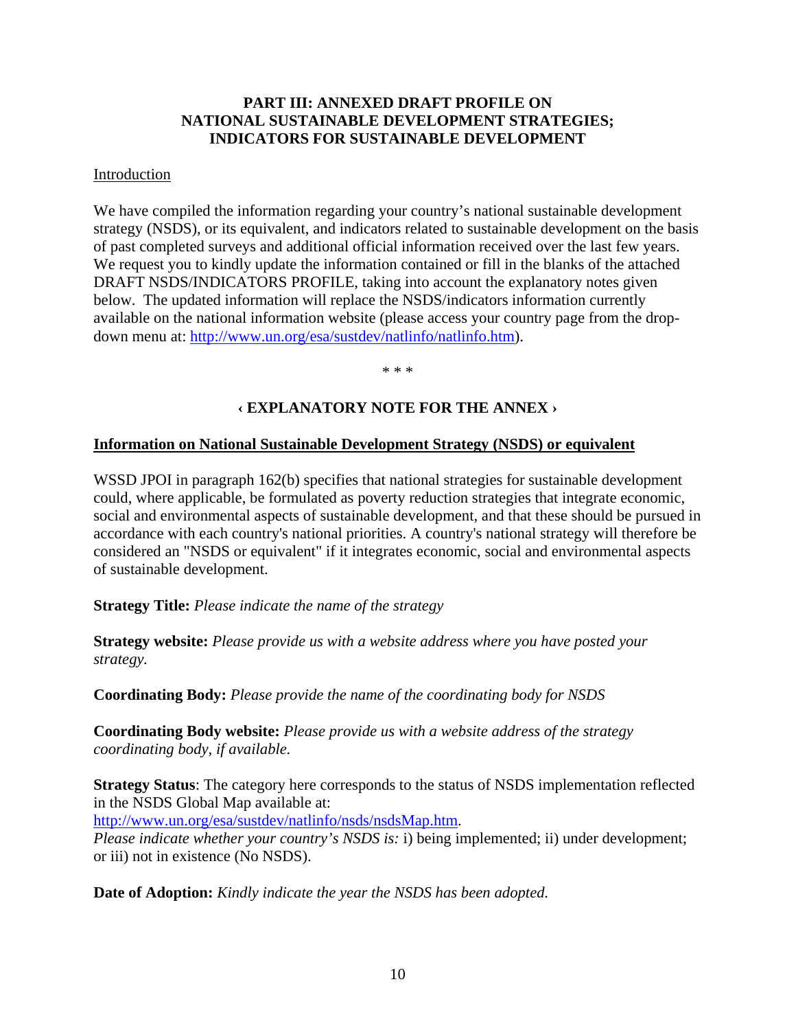**PART III: ANNEXED DRAFT PROFILE ON NATIONAL SUSTAINABLE DEVELOPMENT STRATEGIES; INDICATORS FOR SUSTAINABLE DEVELOPMENT**

Introduction

We have compiled the information regarding your country's national sustainable development strategy (NSDS), or its equivalent, and indicators related to sustainable development on the basis of past completed surveys and additional official information received over the last few years. We request you to kindly update the information contained or fill in the blanks of the attached DRAFT NSDS/INDICATORS PROFILE, taking into account the explanatory notes given below. The updated information will replace the NSDS/indicators information currently available on the national information website (please access your country page from the drop-down menu at: [http://www.un.org/esa/sustdev/natlinfo/natlinfo.htm](http://www.un.org/esa/sustdev/natlinfo/natlinfo.htm)).

\* \* \*

**‹ EXPLANATORY NOTE FOR THE ANNEX ›**

**Information on National Sustainable Development Strategy (NSDS) or equivalent**

WSSD JPOI in paragraph 162(b) specifies that national strategies for sustainable development could, where applicable, be formulated as poverty reduction strategies that integrate economic, social and environmental aspects of sustainable development, and that these should be pursued in accordance with each country's national priorities. A country's national strategy will therefore be considered an "NSDS or equivalent" if it integrates economic, social and environmental aspects of sustainable development.

**Strategy Title:** *Please indicate the name of the strategy*

**Strategy website:** *Please provide us with a website address where you have posted your strategy.*

**Coordinating Body:** *Please provide the name of the coordinating body for NSDS*

**Coordinating Body website:** *Please provide us with a website address of the strategy coordinating body, if available.*

**Strategy Status**: The category here corresponds to the status of NSDS implementation reflected in the NSDS Global Map available at:
[http://www.un.org/esa/sustdev/natlinfo/nsds/nsdsMap.htm](http://www.un.org/esa/sustdev/natlinfo/nsds/nsdsMap.htm).
*Please indicate whether your country's NSDS is:* i) being implemented; ii) under development; or iii) not in existence (No NSDS).

**Date of Adoption:** *Kindly indicate the year the NSDS has been adopted.*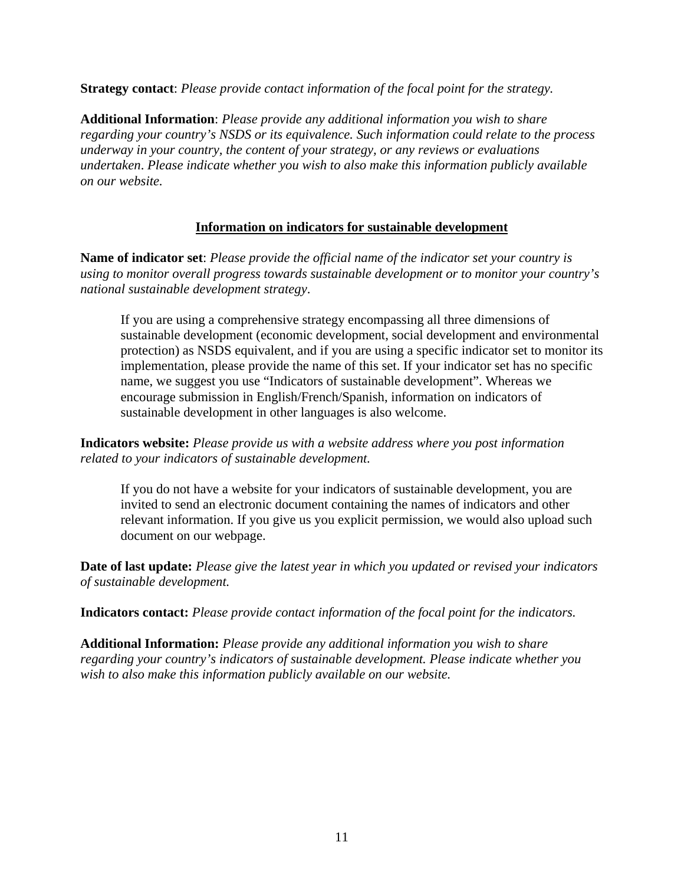**Strategy contact**: *Please provide contact information of the focal point for the strategy.*

**Additional Information**: *Please provide any additional information you wish to share regarding your country's NSDS or its equivalence. Such information could relate to the process underway in your country, the content of your strategy, or any reviews or evaluations undertaken*. *Please indicate whether you wish to also make this information publicly available on our website.*

## Information on indicators for sustainable development

**Name of indicator set**: *Please provide the official name of the indicator set your country is using to monitor overall progress towards sustainable development or to monitor your country's national sustainable development strategy*.

> If you are using a comprehensive strategy encompassing all three dimensions of sustainable development (economic development, social development and environmental protection) as NSDS equivalent, and if you are using a specific indicator set to monitor its implementation, please provide the name of this set. If your indicator set has no specific name, we suggest you use "Indicators of sustainable development". Whereas we encourage submission in English/French/Spanish, information on indicators of sustainable development in other languages is also welcome.

**Indicators website:** *Please provide us with a website address where you post information related to your indicators of sustainable development.*

> If you do not have a website for your indicators of sustainable development, you are invited to send an electronic document containing the names of indicators and other relevant information. If you give us you explicit permission, we would also upload such document on our webpage.

**Date of last update:** *Please give the latest year in which you updated or revised your indicators of sustainable development.*

**Indicators contact:** *Please provide contact information of the focal point for the indicators.*

**Additional Information:** *Please provide any additional information you wish to share regarding your country's indicators of sustainable development. Please indicate whether you wish to also make this information publicly available on our website.*